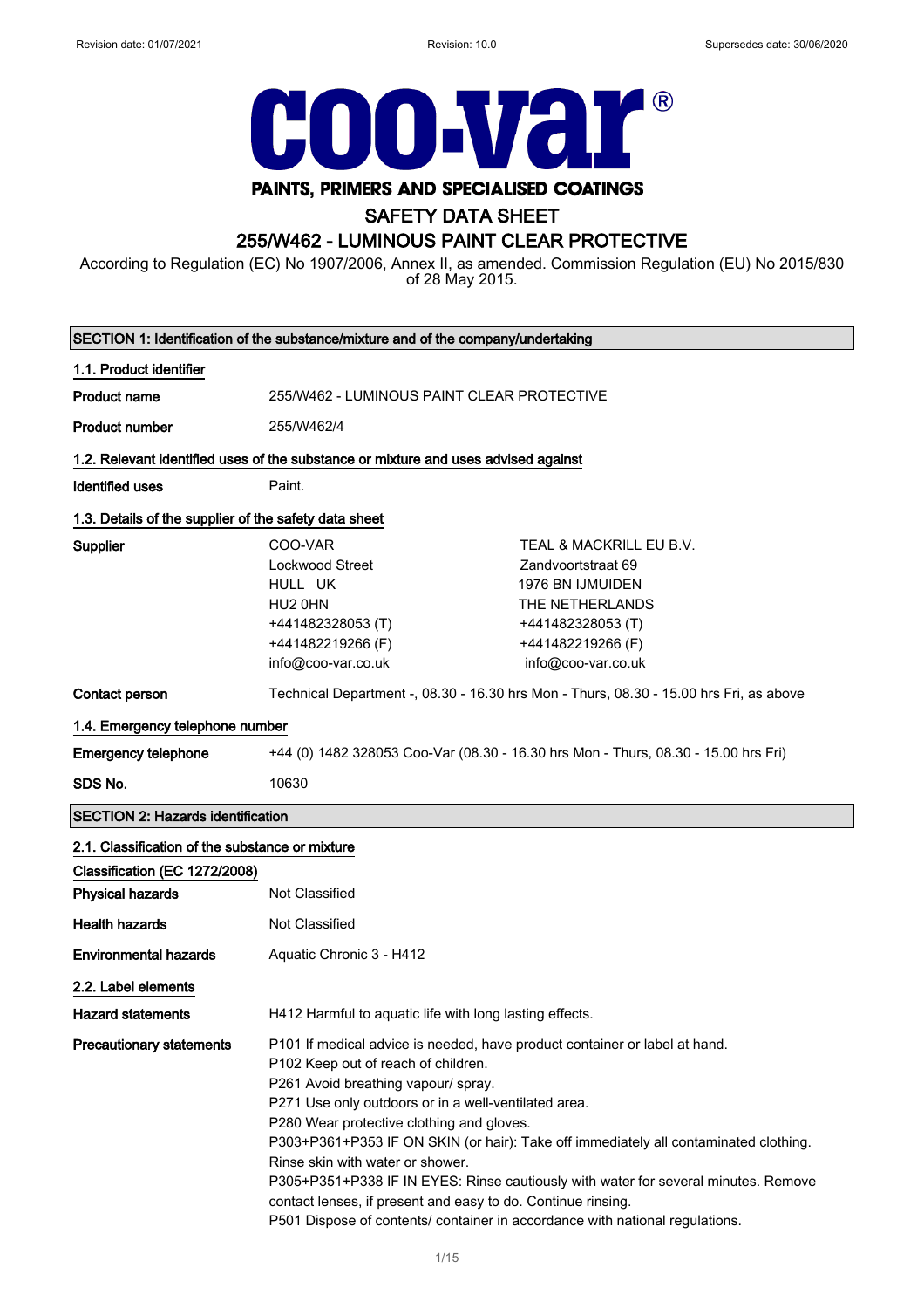Revision date: 01/07/2021 Revision: 10.0 Supersedes date: 30/06/2020

# coo-var®

**PAINTS, PRIMERS AND SPECIALISED COATINGS**

# SAFETY DATA SHEET

## 255/W462 - LUMINOUS PAINT CLEAR PROTECTIVE

According to Regulation (EC) No 1907/2006, Annex II, as amended. Commission Regulation (EU) No 2015/830 of 28 May 2015.

## SECTION 1: Identification of the substance/mixture and of the company/undertaking

### 1.1. Product identifier

**Product name** 255/W462 - LUMINOUS PAINT CLEAR PROTECTIVE

**Product number** 255/W462/4

### 1.2. Relevant identified uses of the substance or mixture and uses advised against

**Identified uses** Paint.

### 1.3. Details of the supplier of the safety data sheet

**Supplier**

COO-VAR
Lockwood Street
HULL UK
HU2 0HN
+441482328053 (T)
+441482219266 (F)
info@coo-var.co.uk

TEAL & MACKRILL EU B.V.
Zandvoortstraat 69
1976 BN IJMUIDEN
THE NETHERLANDS
+441482328053 (T)
+441482219266 (F)
info@coo-var.co.uk

**Contact person** Technical Department -, 08.30 - 16.30 hrs Mon - Thurs, 08.30 - 15.00 hrs Fri, as above

### 1.4. Emergency telephone number

**Emergency telephone** +44 (0) 1482 328053 Coo-Var (08.30 - 16.30 hrs Mon - Thurs, 08.30 - 15.00 hrs Fri)

**SDS No.** 10630

## SECTION 2: Hazards identification

### 2.1. Classification of the substance or mixture

**Classification (EC 1272/2008)**

**Physical hazards** Not Classified

**Health hazards** Not Classified

**Environmental hazards** Aquatic Chronic 3 - H412

### 2.2. Label elements

**Hazard statements** H412 Harmful to aquatic life with long lasting effects.

**Precautionary statements**

P101 If medical advice is needed, have product container or label at hand.
P102 Keep out of reach of children.
P261 Avoid breathing vapour/ spray.
P271 Use only outdoors or in a well-ventilated area.
P280 Wear protective clothing and gloves.
P303+P361+P353 IF ON SKIN (or hair): Take off immediately all contaminated clothing. Rinse skin with water or shower.
P305+P351+P338 IF IN EYES: Rinse cautiously with water for several minutes. Remove contact lenses, if present and easy to do. Continue rinsing.
P501 Dispose of contents/ container in accordance with national regulations.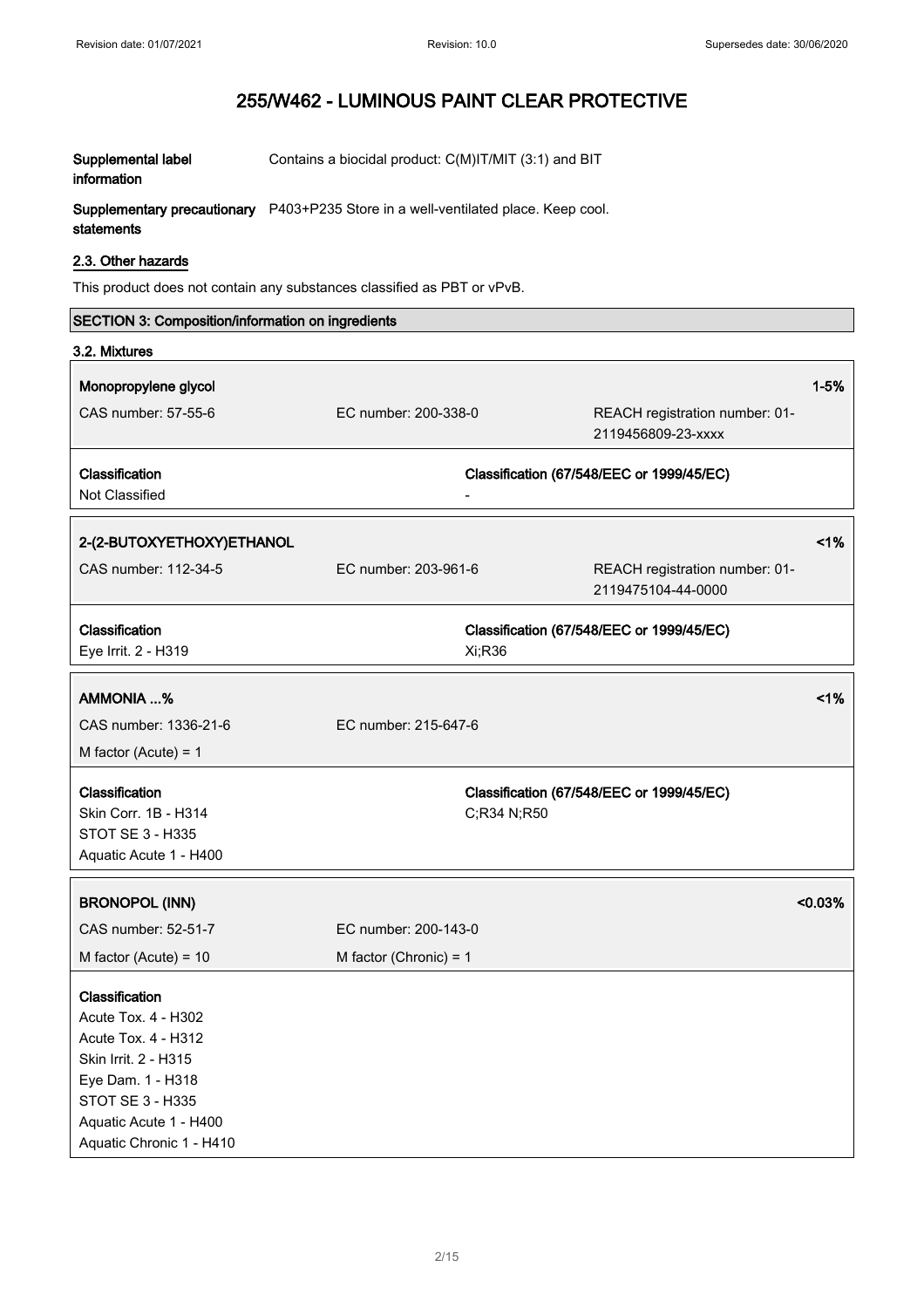**Supplemental label information** Contains a biocidal product: C(M)IT/MIT (3:1) and BIT

**Supplementary precautionary statements** P403+P235 Store in a well-ventilated place. Keep cool.

### 2.3. Other hazards

This product does not contain any substances classified as PBT or vPvB.

## SECTION 3: Composition/information on ingredients

### 3.2. Mixtures

| **Monopropylene glycol** | | **1-5%** |
|---|---|---|
| CAS number: 57-55-6 | EC number: 200-338-0 | REACH registration number: 01-2119456809-23-xxxx |
| **Classification** | **Classification (67/548/EEC or 1999/45/EC)** | |
| Not Classified | - | |

| **2-(2-BUTOXYETHOXY)ETHANOL** | | **<1%** |
|---|---|---|
| CAS number: 112-34-5 | EC number: 203-961-6 | REACH registration number: 01-2119475104-44-0000 |
| **Classification** | **Classification (67/548/EEC or 1999/45/EC)** | |
| Eye Irrit. 2 - H319 | Xi;R36 | |

| **AMMONIA ...%** | | **<1%** |
|---|---|---|
| CAS number: 1336-21-6 | EC number: 215-647-6 | |
| M factor (Acute) = 1 | | |
| **Classification** | **Classification (67/548/EEC or 1999/45/EC)** | |
| Skin Corr. 1B - H314<br>STOT SE 3 - H335<br>Aquatic Acute 1 - H400 | C;R34 N;R50 | |

| **BRONOPOL (INN)** | | **<0.03%** |
|---|---|---|
| CAS number: 52-51-7 | EC number: 200-143-0 | |
| M factor (Acute) = 10 | M factor (Chronic) = 1 | |
| **Classification** | | |
| Acute Tox. 4 - H302<br>Acute Tox. 4 - H312<br>Skin Irrit. 2 - H315<br>Eye Dam. 1 - H318<br>STOT SE 3 - H335<br>Aquatic Acute 1 - H400<br>Aquatic Chronic 1 - H410 | | |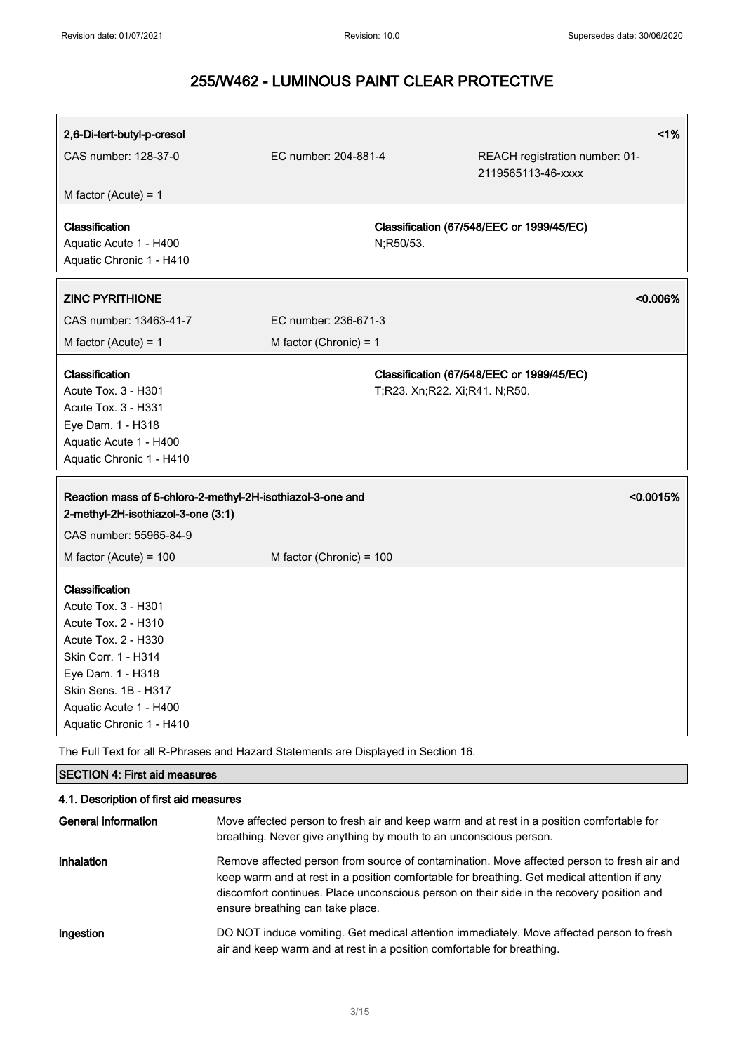# 255/W462 - LUMINOUS PAINT CLEAR PROTECTIVE

| **2,6-Di-tert-butyl-p-cresol** | | **<1%** |
|---|---|---|
| CAS number: 128-37-0 | EC number: 204-881-4 | REACH registration number: 01-2119565113-46-xxxx |
| M factor (Acute) = 1 | | |

| **Classification** | **Classification (67/548/EEC or 1999/45/EC)** |
|---|---|
| Aquatic Acute 1 - H400<br>Aquatic Chronic 1 - H410 | N;R50/53. |

| **ZINC PYRITHIONE** | | **<0.006%** |
|---|---|---|
| CAS number: 13463-41-7 | EC number: 236-671-3 | |
| M factor (Acute) = 1 | M factor (Chronic) = 1 | |

| **Classification** | **Classification (67/548/EEC or 1999/45/EC)** |
|---|---|
| Acute Tox. 3 - H301<br>Acute Tox. 3 - H331<br>Eye Dam. 1 - H318<br>Aquatic Acute 1 - H400<br>Aquatic Chronic 1 - H410 | T;R23. Xn;R22. Xi;R41. N;R50. |

| **Reaction mass of 5-chloro-2-methyl-2H-isothiazol-3-one and 2-methyl-2H-isothiazol-3-one (3:1)** | | **<0.0015%** |
|---|---|---|
| CAS number: 55965-84-9 | | |
| M factor (Acute) = 100 | M factor (Chronic) = 100 | |

**Classification**
Acute Tox. 3 - H301
Acute Tox. 2 - H310
Acute Tox. 2 - H330
Skin Corr. 1 - H314
Eye Dam. 1 - H318
Skin Sens. 1B - H317
Aquatic Acute 1 - H400
Aquatic Chronic 1 - H410

The Full Text for all R-Phrases and Hazard Statements are Displayed in Section 16.

## SECTION 4: First aid measures

### 4.1. Description of first aid measures

**General information** Move affected person to fresh air and keep warm and at rest in a position comfortable for breathing. Never give anything by mouth to an unconscious person.

**Inhalation** Remove affected person from source of contamination. Move affected person to fresh air and keep warm and at rest in a position comfortable for breathing. Get medical attention if any discomfort continues. Place unconscious person on their side in the recovery position and ensure breathing can take place.

**Ingestion** DO NOT induce vomiting. Get medical attention immediately. Move affected person to fresh air and keep warm and at rest in a position comfortable for breathing.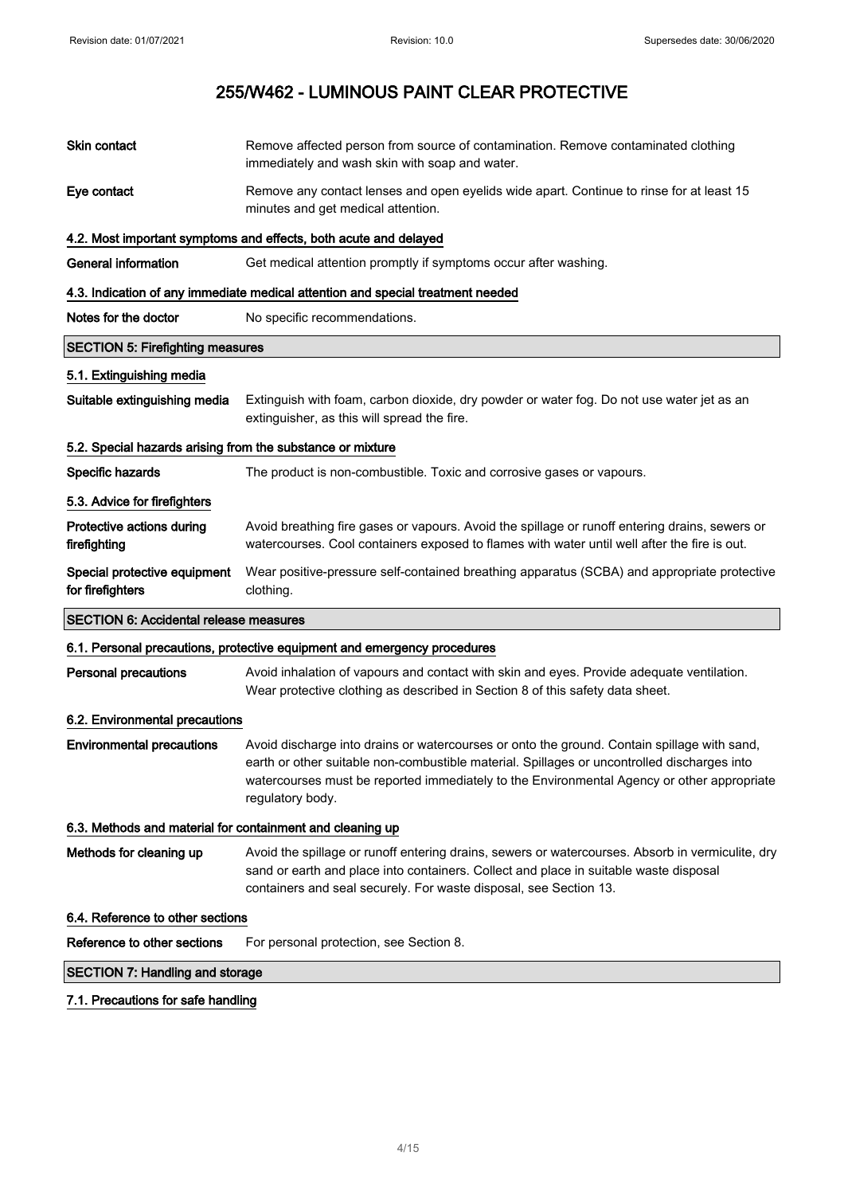| | |
|---|---|
| **Skin contact** | Remove affected person from source of contamination. Remove contaminated clothing immediately and wash skin with soap and water. |
| **Eye contact** | Remove any contact lenses and open eyelids wide apart. Continue to rinse for at least 15 minutes and get medical attention. |

### 4.2. Most important symptoms and effects, both acute and delayed

| | |
|---|---|
| **General information** | Get medical attention promptly if symptoms occur after washing. |

### 4.3. Indication of any immediate medical attention and special treatment needed

| | |
|---|---|
| **Notes for the doctor** | No specific recommendations. |

## SECTION 5: Firefighting measures

### 5.1. Extinguishing media

| | |
|---|---|
| **Suitable extinguishing media** | Extinguish with foam, carbon dioxide, dry powder or water fog. Do not use water jet as an extinguisher, as this will spread the fire. |

### 5.2. Special hazards arising from the substance or mixture

| | |
|---|---|
| **Specific hazards** | The product is non-combustible. Toxic and corrosive gases or vapours. |

### 5.3. Advice for firefighters

| | |
|---|---|
| **Protective actions during firefighting** | Avoid breathing fire gases or vapours. Avoid the spillage or runoff entering drains, sewers or watercourses. Cool containers exposed to flames with water until well after the fire is out. |
| **Special protective equipment for firefighters** | Wear positive-pressure self-contained breathing apparatus (SCBA) and appropriate protective clothing. |

## SECTION 6: Accidental release measures

### 6.1. Personal precautions, protective equipment and emergency procedures

| | |
|---|---|
| **Personal precautions** | Avoid inhalation of vapours and contact with skin and eyes. Provide adequate ventilation. Wear protective clothing as described in Section 8 of this safety data sheet. |

### 6.2. Environmental precautions

| | |
|---|---|
| **Environmental precautions** | Avoid discharge into drains or watercourses or onto the ground. Contain spillage with sand, earth or other suitable non-combustible material. Spillages or uncontrolled discharges into watercourses must be reported immediately to the Environmental Agency or other appropriate regulatory body. |

### 6.3. Methods and material for containment and cleaning up

| | |
|---|---|
| **Methods for cleaning up** | Avoid the spillage or runoff entering drains, sewers or watercourses. Absorb in vermiculite, dry sand or earth and place into containers. Collect and place in suitable waste disposal containers and seal securely. For waste disposal, see Section 13. |

### 6.4. Reference to other sections

| | |
|---|---|
| **Reference to other sections** | For personal protection, see Section 8. |

## SECTION 7: Handling and storage

### 7.1. Precautions for safe handling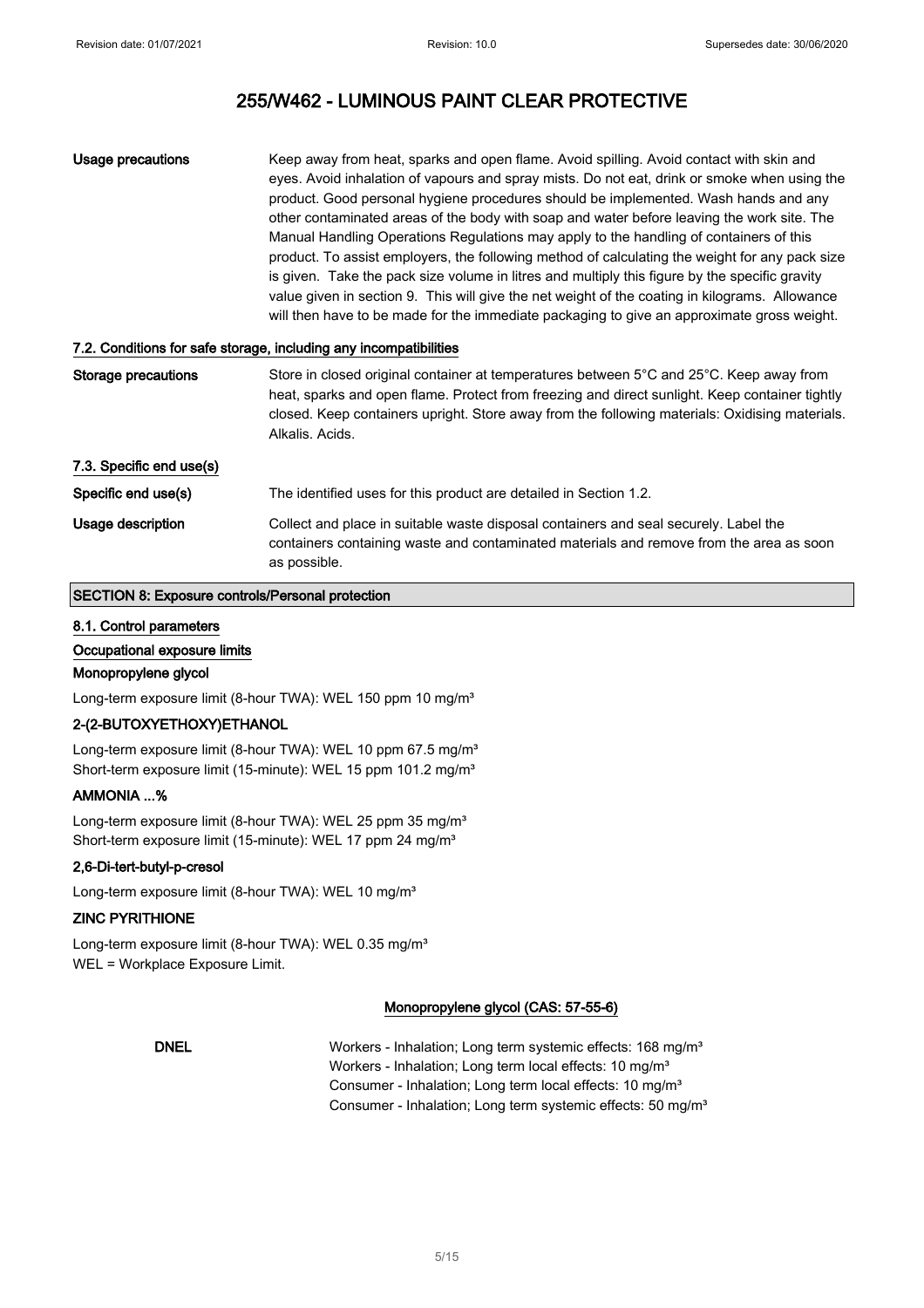| | |
|---|---|
| **Usage precautions** | Keep away from heat, sparks and open flame. Avoid spilling. Avoid contact with skin and eyes. Avoid inhalation of vapours and spray mists. Do not eat, drink or smoke when using the product. Good personal hygiene procedures should be implemented. Wash hands and any other contaminated areas of the body with soap and water before leaving the work site. The Manual Handling Operations Regulations may apply to the handling of containers of this product. To assist employers, the following method of calculating the weight for any pack size is given. Take the pack size volume in litres and multiply this figure by the specific gravity value given in section 9. This will give the net weight of the coating in kilograms. Allowance will then have to be made for the immediate packaging to give an approximate gross weight. |

### 7.2. Conditions for safe storage, including any incompatibilities

| | |
|---|---|
| **Storage precautions** | Store in closed original container at temperatures between 5°C and 25°C. Keep away from heat, sparks and open flame. Protect from freezing and direct sunlight. Keep container tightly closed. Keep containers upright. Store away from the following materials: Oxidising materials. Alkalis. Acids. |

### 7.3. Specific end use(s)

| | |
|---|---|
| **Specific end use(s)** | The identified uses for this product are detailed in Section 1.2. |
| **Usage description** | Collect and place in suitable waste disposal containers and seal securely. Label the containers containing waste and contaminated materials and remove from the area as soon as possible. |

## SECTION 8: Exposure controls/Personal protection

### 8.1. Control parameters

**Occupational exposure limits**

**Monopropylene glycol**

Long-term exposure limit (8-hour TWA): WEL 150 ppm 10 mg/m³

**2-(2-BUTOXYETHOXY)ETHANOL**

Long-term exposure limit (8-hour TWA): WEL 10 ppm 67.5 mg/m³
Short-term exposure limit (15-minute): WEL 15 ppm 101.2 mg/m³

**AMMONIA ...%**

Long-term exposure limit (8-hour TWA): WEL 25 ppm 35 mg/m³
Short-term exposure limit (15-minute): WEL 17 ppm 24 mg/m³

**2,6-Di-tert-butyl-p-cresol**

Long-term exposure limit (8-hour TWA): WEL 10 mg/m³

**ZINC PYRITHIONE**

Long-term exposure limit (8-hour TWA): WEL 0.35 mg/m³
WEL = Workplace Exposure Limit.

**Monopropylene glycol (CAS: 57-55-6)**

| | |
|---|---|
| **DNEL** | Workers - Inhalation; Long term systemic effects: 168 mg/m³<br>Workers - Inhalation; Long term local effects: 10 mg/m³<br>Consumer - Inhalation; Long term local effects: 10 mg/m³<br>Consumer - Inhalation; Long term systemic effects: 50 mg/m³ |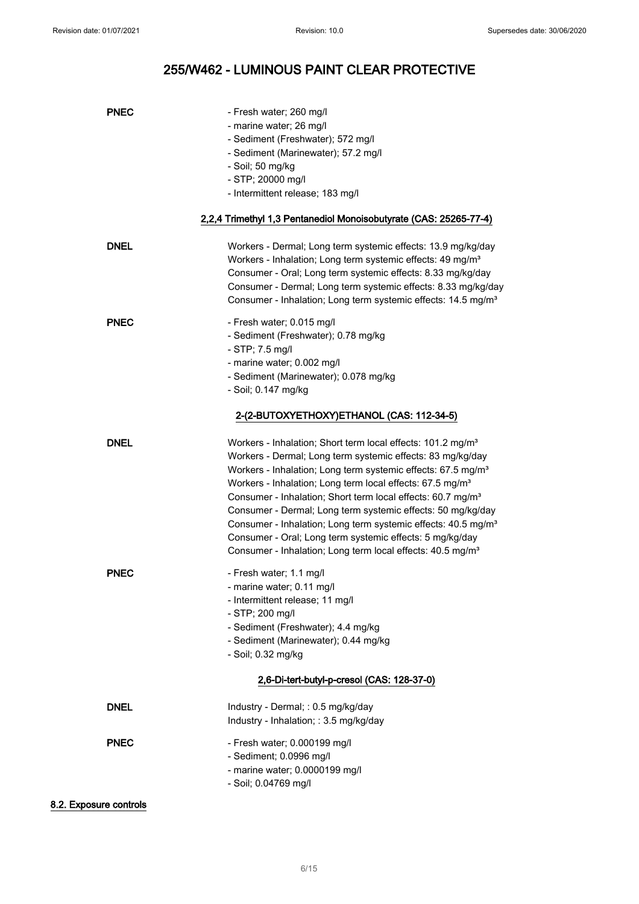| | |
|---|---|
| **PNEC** | - Fresh water; 260 mg/l<br>- marine water; 26 mg/l<br>- Sediment (Freshwater); 572 mg/l<br>- Sediment (Marinewater); 57.2 mg/l<br>- Soil; 50 mg/kg<br>- STP; 20000 mg/l<br>- Intermittent release; 183 mg/l |

### 2,2,4 Trimethyl 1,3 Pentanediol Monoisobutyrate (CAS: 25265-77-4)

| | |
|---|---|
| **DNEL** | Workers - Dermal; Long term systemic effects: 13.9 mg/kg/day<br>Workers - Inhalation; Long term systemic effects: 49 mg/m³<br>Consumer - Oral; Long term systemic effects: 8.33 mg/kg/day<br>Consumer - Dermal; Long term systemic effects: 8.33 mg/kg/day<br>Consumer - Inhalation; Long term systemic effects: 14.5 mg/m³ |
| **PNEC** | - Fresh water; 0.015 mg/l<br>- Sediment (Freshwater); 0.78 mg/kg<br>- STP; 7.5 mg/l<br>- marine water; 0.002 mg/l<br>- Sediment (Marinewater); 0.078 mg/kg<br>- Soil; 0.147 mg/kg |

### 2-(2-BUTOXYETHOXY)ETHANOL (CAS: 112-34-5)

| | |
|---|---|
| **DNEL** | Workers - Inhalation; Short term local effects: 101.2 mg/m³<br>Workers - Dermal; Long term systemic effects: 83 mg/kg/day<br>Workers - Inhalation; Long term systemic effects: 67.5 mg/m³<br>Workers - Inhalation; Long term local effects: 67.5 mg/m³<br>Consumer - Inhalation; Short term local effects: 60.7 mg/m³<br>Consumer - Dermal; Long term systemic effects: 50 mg/kg/day<br>Consumer - Inhalation; Long term systemic effects: 40.5 mg/m³<br>Consumer - Oral; Long term systemic effects: 5 mg/kg/day<br>Consumer - Inhalation; Long term local effects: 40.5 mg/m³ |
| **PNEC** | - Fresh water; 1.1 mg/l<br>- marine water; 0.11 mg/l<br>- Intermittent release; 11 mg/l<br>- STP; 200 mg/l<br>- Sediment (Freshwater); 4.4 mg/kg<br>- Sediment (Marinewater); 0.44 mg/kg<br>- Soil; 0.32 mg/kg |

### 2,6-Di-tert-butyl-p-cresol (CAS: 128-37-0)

| | |
|---|---|
| **DNEL** | Industry - Dermal; : 0.5 mg/kg/day<br>Industry - Inhalation; : 3.5 mg/kg/day |
| **PNEC** | - Fresh water; 0.000199 mg/l<br>- Sediment; 0.0996 mg/l<br>- marine water; 0.0000199 mg/l<br>- Soil; 0.04769 mg/l |

## 8.2. Exposure controls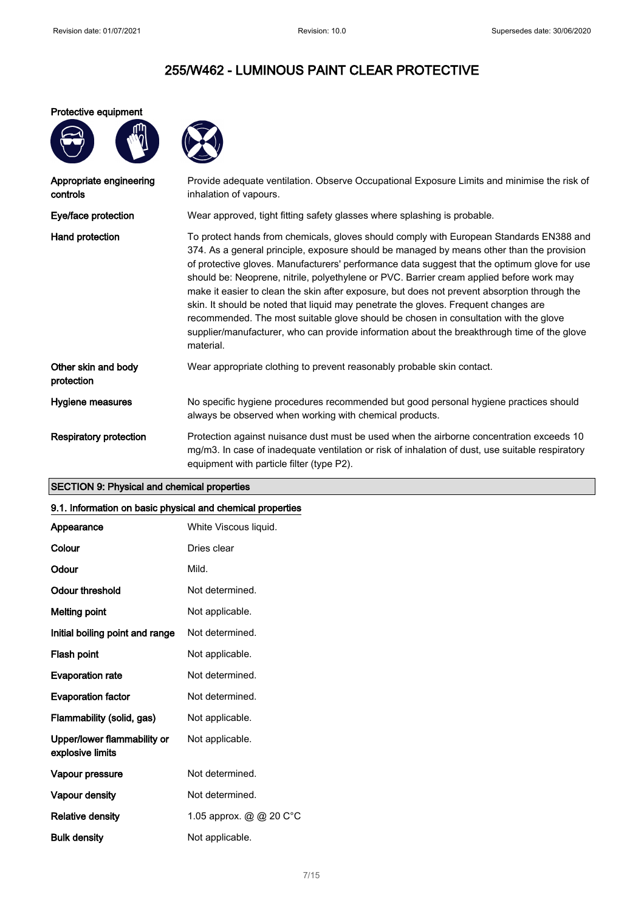Protective equipment

| | |
|---|---|
| **Appropriate engineering controls** | Provide adequate ventilation. Observe Occupational Exposure Limits and minimise the risk of inhalation of vapours. |
| **Eye/face protection** | Wear approved, tight fitting safety glasses where splashing is probable. |
| **Hand protection** | To protect hands from chemicals, gloves should comply with European Standards EN388 and 374. As a general principle, exposure should be managed by means other than the provision of protective gloves. Manufacturers' performance data suggest that the optimum glove for use should be: Neoprene, nitrile, polyethylene or PVC. Barrier cream applied before work may make it easier to clean the skin after exposure, but does not prevent absorption through the skin. It should be noted that liquid may penetrate the gloves. Frequent changes are recommended. The most suitable glove should be chosen in consultation with the glove supplier/manufacturer, who can provide information about the breakthrough time of the glove material. |
| **Other skin and body protection** | Wear appropriate clothing to prevent reasonably probable skin contact. |
| **Hygiene measures** | No specific hygiene procedures recommended but good personal hygiene practices should always be observed when working with chemical products. |
| **Respiratory protection** | Protection against nuisance dust must be used when the airborne concentration exceeds 10 mg/m3. In case of inadequate ventilation or risk of inhalation of dust, use suitable respiratory equipment with particle filter (type P2). |

## SECTION 9: Physical and chemical properties

### 9.1. Information on basic physical and chemical properties

| | |
|---|---|
| **Appearance** | White Viscous liquid. |
| **Colour** | Dries clear |
| **Odour** | Mild. |
| **Odour threshold** | Not determined. |
| **Melting point** | Not applicable. |
| **Initial boiling point and range** | Not determined. |
| **Flash point** | Not applicable. |
| **Evaporation rate** | Not determined. |
| **Evaporation factor** | Not determined. |
| **Flammability (solid, gas)** | Not applicable. |
| **Upper/lower flammability or explosive limits** | Not applicable. |
| **Vapour pressure** | Not determined. |
| **Vapour density** | Not determined. |
| **Relative density** | 1.05 approx. @ @ 20 C°C |
| **Bulk density** | Not applicable. |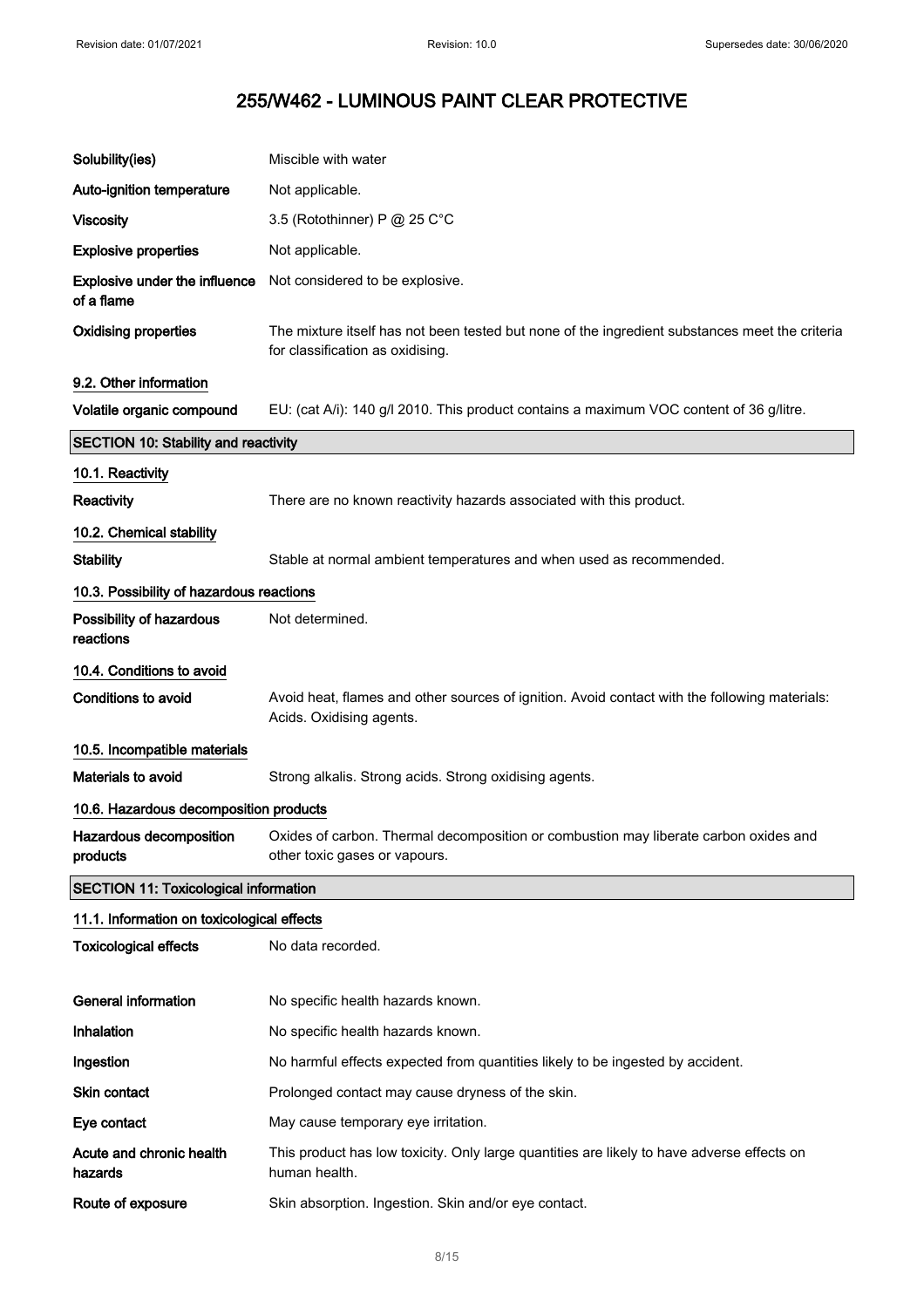# 255/W462 - LUMINOUS PAINT CLEAR PROTECTIVE

| | |
|---|---|
| **Solubility(ies)** | Miscible with water |
| **Auto-ignition temperature** | Not applicable. |
| **Viscosity** | 3.5 (Rotothinner) P @ 25 C°C |
| **Explosive properties** | Not applicable. |
| **Explosive under the influence of a flame** | Not considered to be explosive. |
| **Oxidising properties** | The mixture itself has not been tested but none of the ingredient substances meet the criteria for classification as oxidising. |

### 9.2. Other information

| | |
|---|---|
| **Volatile organic compound** | EU: (cat A/i): 140 g/l 2010. This product contains a maximum VOC content of 36 g/litre. |

## SECTION 10: Stability and reactivity

### 10.1. Reactivity

| | |
|---|---|
| **Reactivity** | There are no known reactivity hazards associated with this product. |

### 10.2. Chemical stability

| | |
|---|---|
| **Stability** | Stable at normal ambient temperatures and when used as recommended. |

### 10.3. Possibility of hazardous reactions

| | |
|---|---|
| **Possibility of hazardous reactions** | Not determined. |

### 10.4. Conditions to avoid

| | |
|---|---|
| **Conditions to avoid** | Avoid heat, flames and other sources of ignition. Avoid contact with the following materials: Acids. Oxidising agents. |

### 10.5. Incompatible materials

| | |
|---|---|
| **Materials to avoid** | Strong alkalis. Strong acids. Strong oxidising agents. |

### 10.6. Hazardous decomposition products

| | |
|---|---|
| **Hazardous decomposition products** | Oxides of carbon. Thermal decomposition or combustion may liberate carbon oxides and other toxic gases or vapours. |

## SECTION 11: Toxicological information

### 11.1. Information on toxicological effects

| | |
|---|---|
| **Toxicological effects** | No data recorded. |
| **General information** | No specific health hazards known. |
| **Inhalation** | No specific health hazards known. |
| **Ingestion** | No harmful effects expected from quantities likely to be ingested by accident. |
| **Skin contact** | Prolonged contact may cause dryness of the skin. |
| **Eye contact** | May cause temporary eye irritation. |
| **Acute and chronic health hazards** | This product has low toxicity. Only large quantities are likely to have adverse effects on human health. |
| **Route of exposure** | Skin absorption. Ingestion. Skin and/or eye contact. |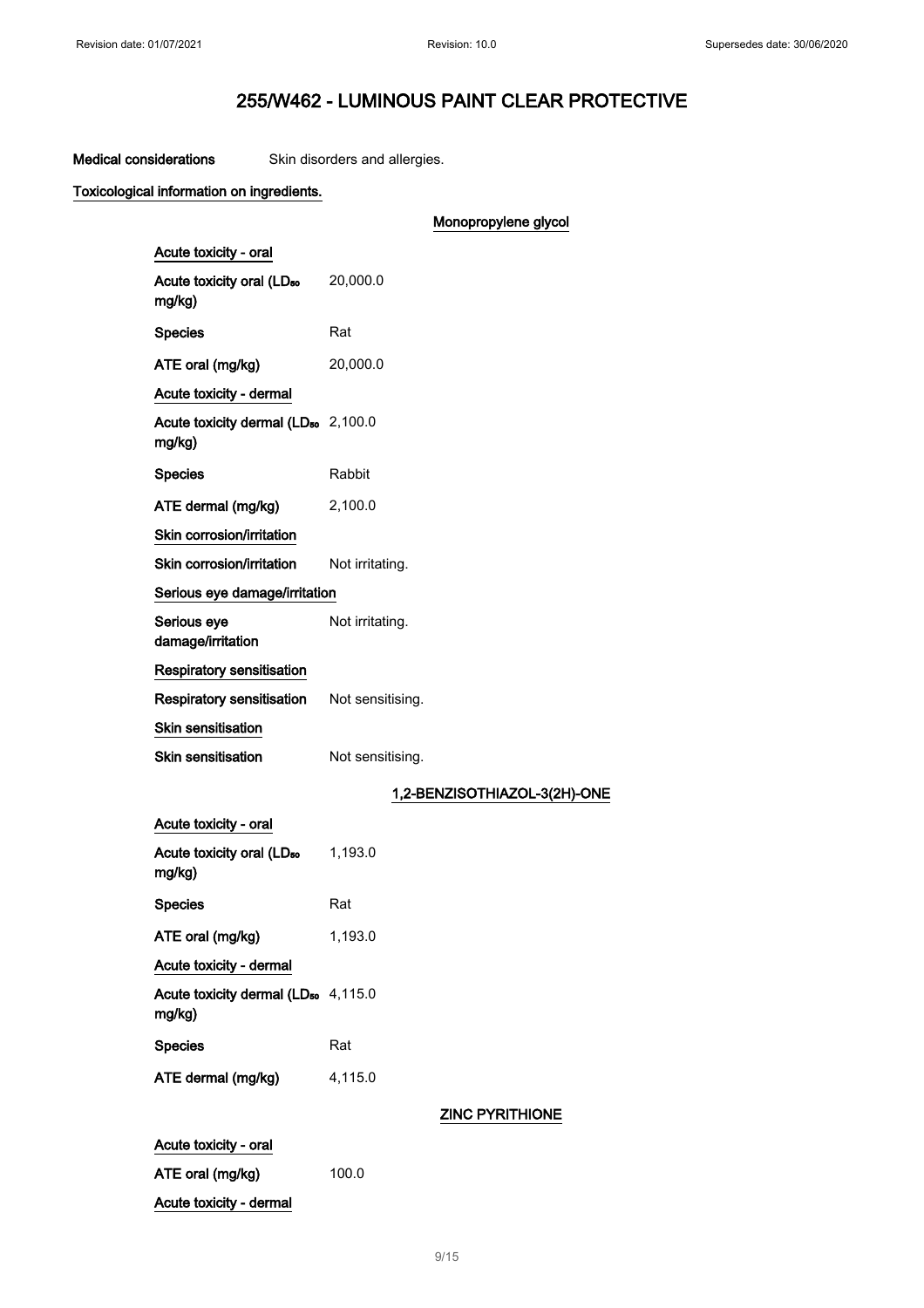**Medical considerations** Skin disorders and allergies.

**Toxicological information on ingredients.**

### Monopropylene glycol

**Acute toxicity - oral**

| | |
|---|---|
| **Acute toxicity oral ($LD_{50}$ mg/kg)** | 20,000.0 |
| **Species** | Rat |
| **ATE oral (mg/kg)** | 20,000.0 |

**Acute toxicity - dermal**

| | |
|---|---|
| **Acute toxicity dermal ($LD_{50}$ mg/kg)** | 2,100.0 |
| **Species** | Rabbit |
| **ATE dermal (mg/kg)** | 2,100.0 |

**Skin corrosion/irritation**

| | |
|---|---|
| **Skin corrosion/irritation** | Not irritating. |

**Serious eye damage/irritation**

| | |
|---|---|
| **Serious eye damage/irritation** | Not irritating. |

**Respiratory sensitisation**

| | |
|---|---|
| **Respiratory sensitisation** | Not sensitising. |

**Skin sensitisation**

| | |
|---|---|
| **Skin sensitisation** | Not sensitising. |

### 1,2-BENZISOTHIAZOL-3(2H)-ONE

**Acute toxicity - oral**

| | |
|---|---|
| **Acute toxicity oral ($LD_{50}$ mg/kg)** | 1,193.0 |
| **Species** | Rat |
| **ATE oral (mg/kg)** | 1,193.0 |

**Acute toxicity - dermal**

| | |
|---|---|
| **Acute toxicity dermal ($LD_{50}$ mg/kg)** | 4,115.0 |
| **Species** | Rat |
| **ATE dermal (mg/kg)** | 4,115.0 |

### ZINC PYRITHIONE

**Acute toxicity - oral**

| | |
|---|---|
| **ATE oral (mg/kg)** | 100.0 |

**Acute toxicity - dermal**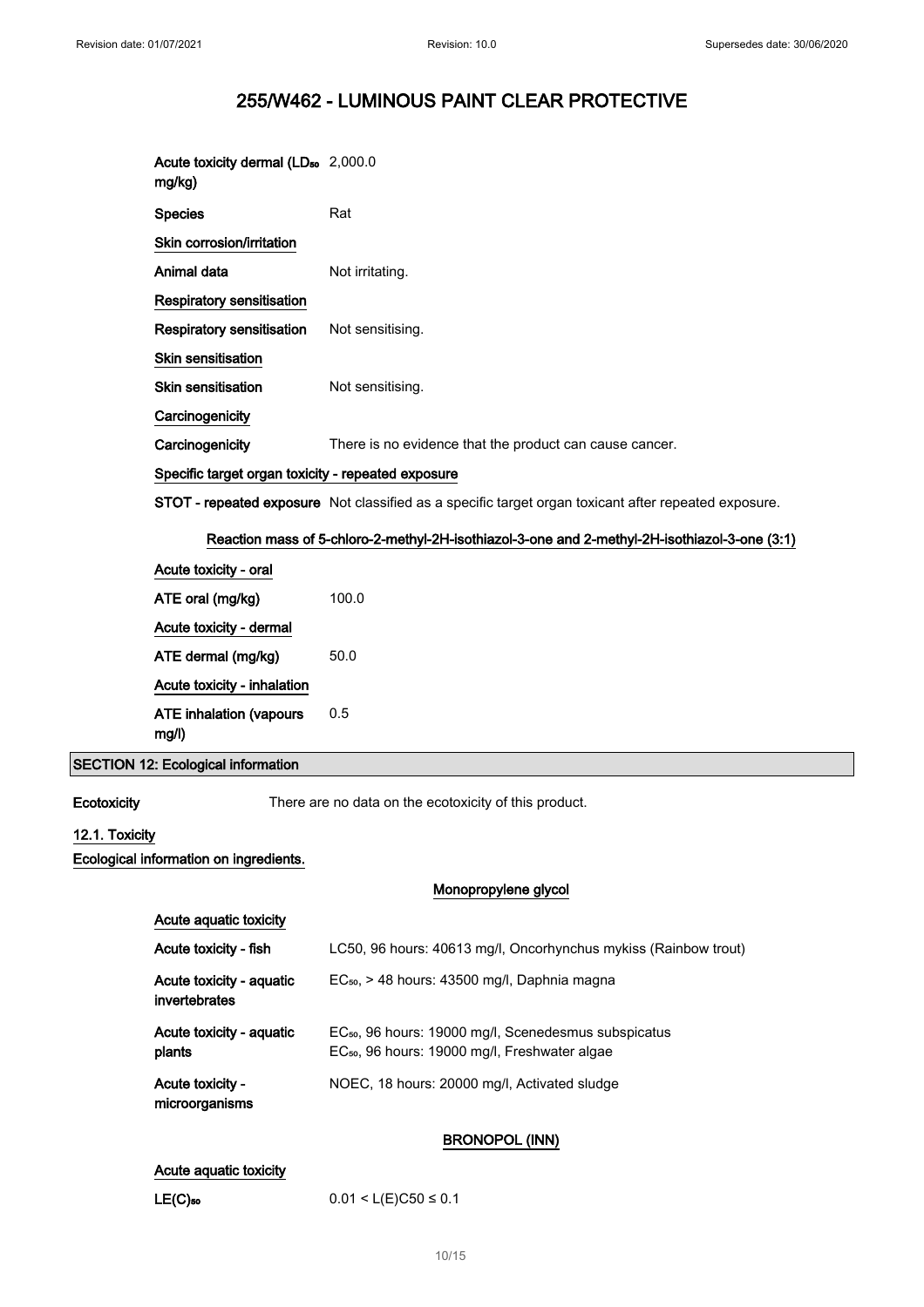| | |
|---|---|
| Acute toxicity dermal ($LD_{50}$ mg/kg) | 2,000.0 |
| Species | Rat |

**Skin corrosion/irritation**

| | |
|---|---|
| Animal data | Not irritating. |

**Respiratory sensitisation**

| | |
|---|---|
| Respiratory sensitisation | Not sensitising. |

**Skin sensitisation**

| | |
|---|---|
| Skin sensitisation | Not sensitising. |

**Carcinogenicity**

| | |
|---|---|
| Carcinogenicity | There is no evidence that the product can cause cancer. |

**Specific target organ toxicity - repeated exposure**

**STOT - repeated exposure** Not classified as a specific target organ toxicant after repeated exposure.

**Reaction mass of 5-chloro-2-methyl-2H-isothiazol-3-one and 2-methyl-2H-isothiazol-3-one (3:1)**

**Acute toxicity - oral**

| | |
|---|---|
| ATE oral (mg/kg) | 100.0 |

**Acute toxicity - dermal**

| | |
|---|---|
| ATE dermal (mg/kg) | 50.0 |

**Acute toxicity - inhalation**

| | |
|---|---|
| ATE inhalation (vapours mg/l) | 0.5 |

## SECTION 12: Ecological information

**Ecotoxicity** There are no data on the ecotoxicity of this product.

### 12.1. Toxicity

**Ecological information on ingredients.**

**Monopropylene glycol**

**Acute aquatic toxicity**

| | |
|---|---|
| Acute toxicity - fish | LC50, 96 hours: 40613 mg/l, Oncorhynchus mykiss (Rainbow trout) |
| Acute toxicity - aquatic invertebrates | $EC_{50}$, > 48 hours: 43500 mg/l, Daphnia magna |
| Acute toxicity - aquatic plants | $EC_{50}$, 96 hours: 19000 mg/l, Scenedesmus subspicatus<br>$EC_{50}$, 96 hours: 19000 mg/l, Freshwater algae |
| Acute toxicity - microorganisms | NOEC, 18 hours: 20000 mg/l, Activated sludge |

**BRONOPOL (INN)**

**Acute aquatic toxicity**

| | |
|---|---|
| $LE(C)_{50}$ | $0.01 < L(E)C50 \leq 0.1$ |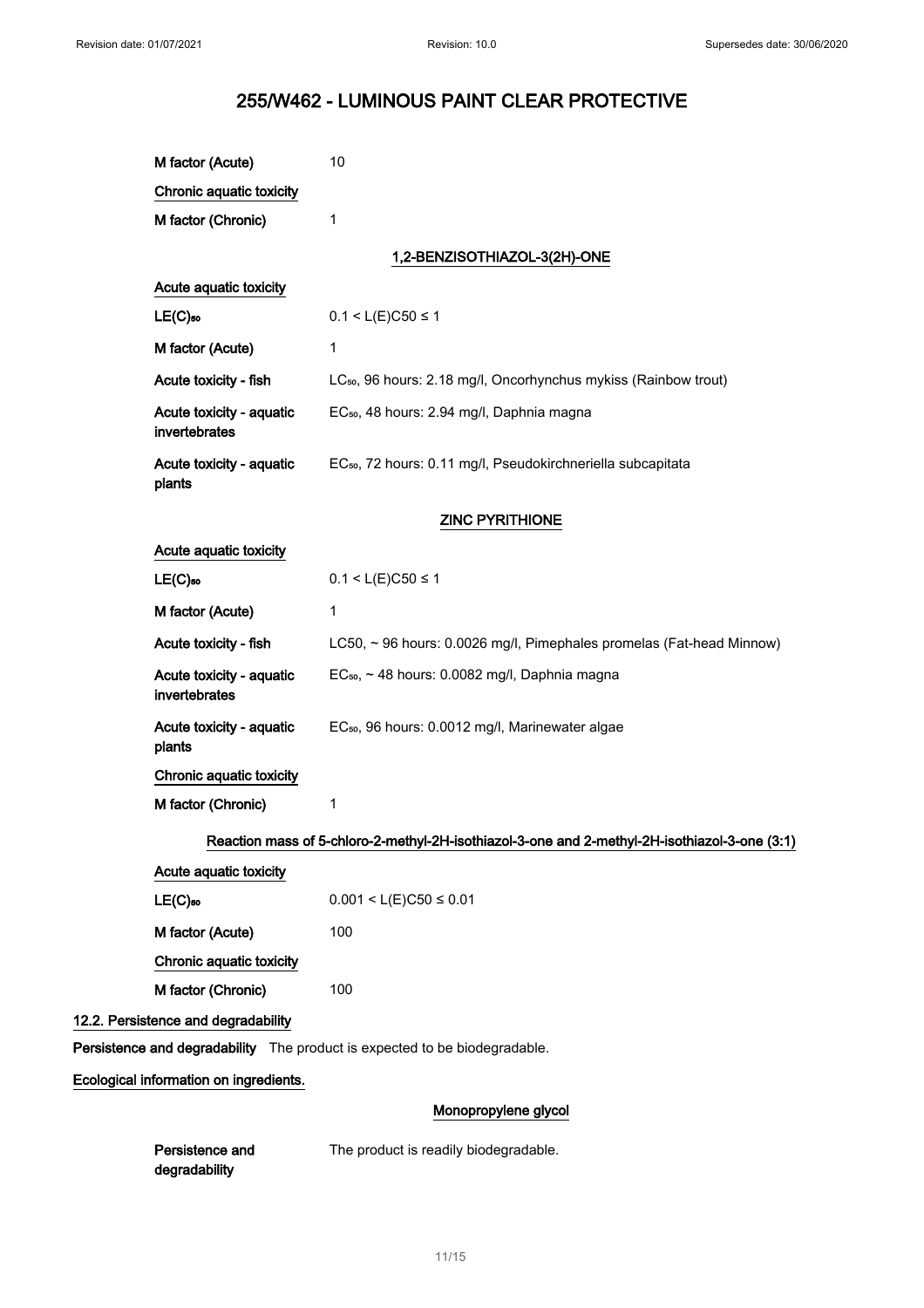# 255/W462 - LUMINOUS PAINT CLEAR PROTECTIVE

| | |
|---|---|
| M factor (Acute) | 10 |
| **Chronic aquatic toxicity** | |
| M factor (Chronic) | 1 |

### 1,2-BENZISOTHIAZOL-3(2H)-ONE

| | |
|---|---|
| **Acute aquatic toxicity** | |
| $LE(C)_{50}$ | $0.1 < L(E)C50 \leq 1$ |
| M factor (Acute) | 1 |
| Acute toxicity - fish | $LC_{50}$, 96 hours: 2.18 mg/l, Oncorhynchus mykiss (Rainbow trout) |
| Acute toxicity - aquatic invertebrates | $EC_{50}$, 48 hours: 2.94 mg/l, Daphnia magna |
| Acute toxicity - aquatic plants | $EC_{50}$, 72 hours: 0.11 mg/l, Pseudokirchneriella subcapitata |

### ZINC PYRITHIONE

| | |
|---|---|
| **Acute aquatic toxicity** | |
| $LE(C)_{50}$ | $0.1 < L(E)C50 \leq 1$ |
| M factor (Acute) | 1 |
| Acute toxicity - fish | LC50, ~ 96 hours: 0.0026 mg/l, Pimephales promelas (Fat-head Minnow) |
| Acute toxicity - aquatic invertebrates | $EC_{50}$, ~ 48 hours: 0.0082 mg/l, Daphnia magna |
| Acute toxicity - aquatic plants | $EC_{50}$, 96 hours: 0.0012 mg/l, Marinewater algae |
| **Chronic aquatic toxicity** | |
| M factor (Chronic) | 1 |

### Reaction mass of 5-chloro-2-methyl-2H-isothiazol-3-one and 2-methyl-2H-isothiazol-3-one (3:1)

| | |
|---|---|
| **Acute aquatic toxicity** | |
| $LE(C)_{50}$ | $0.001 < L(E)C50 \leq 0.01$ |
| M factor (Acute) | 100 |
| **Chronic aquatic toxicity** | |
| M factor (Chronic) | 100 |

## 12.2. Persistence and degradability

**Persistence and degradability** The product is expected to be biodegradable.

**Ecological information on ingredients.**

### Monopropylene glycol

| | |
|---|---|
| Persistence and degradability | The product is readily biodegradable. |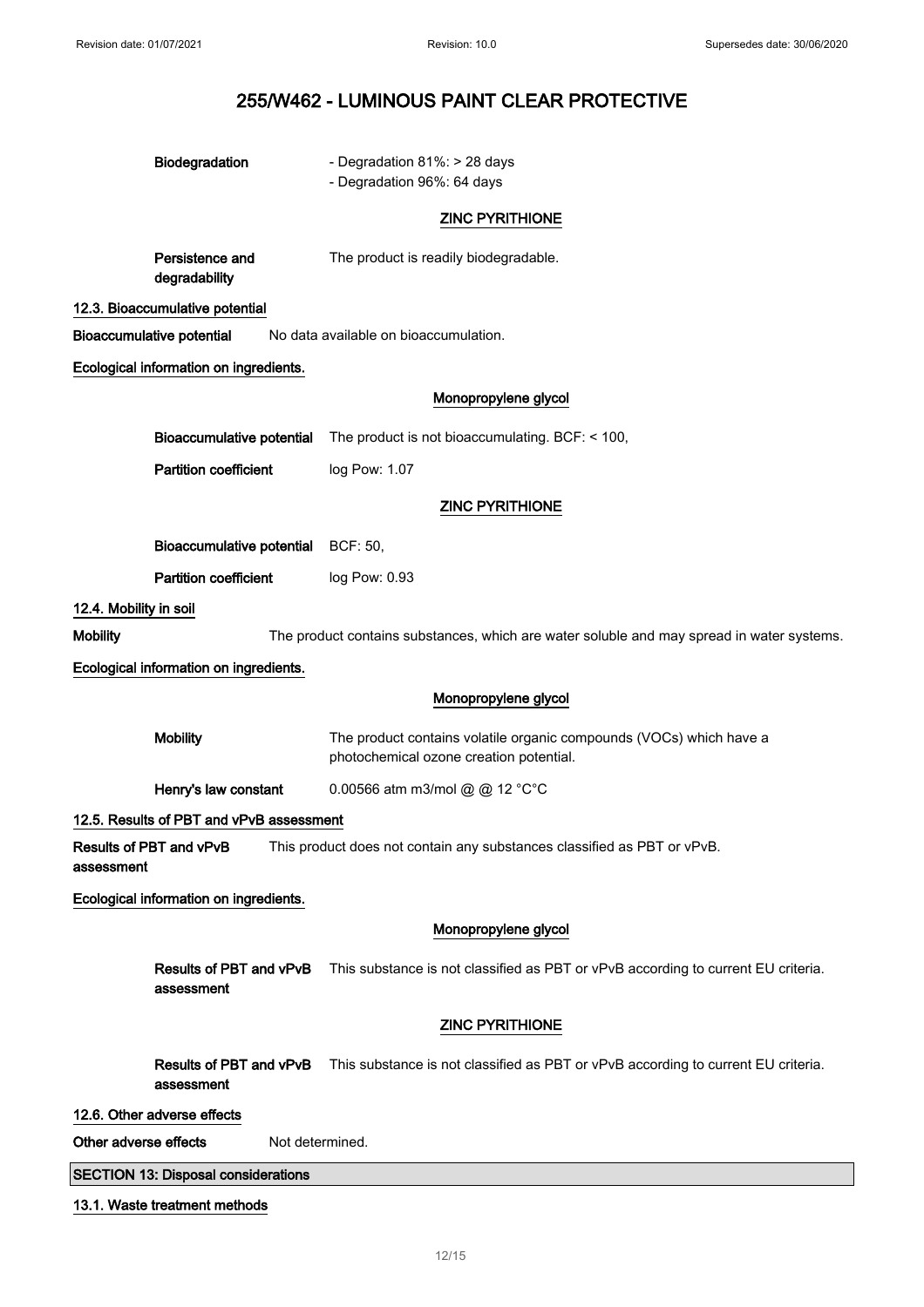Biodegradation: - Degradation 81%: > 28 days
- Degradation 96%: 64 days

ZINC PYRITHIONE

Persistence and degradability: The product is readily biodegradable.

### 12.3. Bioaccumulative potential

**Bioaccumulative potential** No data available on bioaccumulation.

**Ecological information on ingredients.**

Monopropylene glycol

**Bioaccumulative potential** The product is not bioaccumulating. BCF: < 100,

**Partition coefficient** log Pow: 1.07

ZINC PYRITHIONE

**Bioaccumulative potential** BCF: 50,

**Partition coefficient** log Pow: 0.93

### 12.4. Mobility in soil

**Mobility** The product contains substances, which are water soluble and may spread in water systems.

**Ecological information on ingredients.**

Monopropylene glycol

**Mobility** The product contains volatile organic compounds (VOCs) which have a photochemical ozone creation potential.

**Henry's law constant** 0.00566 atm m3/mol @ @ 12 °C°C

### 12.5. Results of PBT and vPvB assessment

**Results of PBT and vPvB assessment** This product does not contain any substances classified as PBT or vPvB.

**Ecological information on ingredients.**

Monopropylene glycol

**Results of PBT and vPvB assessment** This substance is not classified as PBT or vPvB according to current EU criteria.

ZINC PYRITHIONE

**Results of PBT and vPvB assessment** This substance is not classified as PBT or vPvB according to current EU criteria.

### 12.6. Other adverse effects

**Other adverse effects** Not determined.

## SECTION 13: Disposal considerations

### 13.1. Waste treatment methods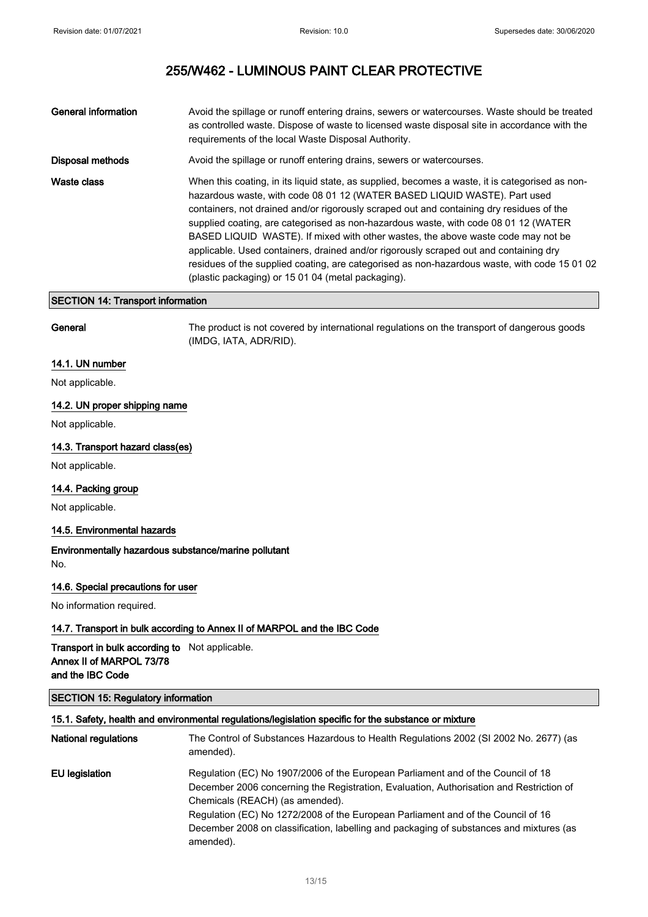# 255/W462 - LUMINOUS PAINT CLEAR PROTECTIVE

| | |
|---|---|
| **General information** | Avoid the spillage or runoff entering drains, sewers or watercourses. Waste should be treated as controlled waste. Dispose of waste to licensed waste disposal site in accordance with the requirements of the local Waste Disposal Authority. |
| **Disposal methods** | Avoid the spillage or runoff entering drains, sewers or watercourses. |
| **Waste class** | When this coating, in its liquid state, as supplied, becomes a waste, it is categorised as non-hazardous waste, with code 08 01 12 (WATER BASED LIQUID WASTE). Part used containers, not drained and/or rigorously scraped out and containing dry residues of the supplied coating, are categorised as non-hazardous waste, with code 08 01 12 (WATER BASED LIQUID WASTE). If mixed with other wastes, the above waste code may not be applicable. Used containers, drained and/or rigorously scraped out and containing dry residues of the supplied coating, are categorised as non-hazardous waste, with code 15 01 02 (plastic packaging) or 15 01 04 (metal packaging). |

## SECTION 14: Transport information

| | |
|---|---|
| **General** | The product is not covered by international regulations on the transport of dangerous goods (IMDG, IATA, ADR/RID). |

### 14.1. UN number

Not applicable.

### 14.2. UN proper shipping name

Not applicable.

### 14.3. Transport hazard class(es)

Not applicable.

### 14.4. Packing group

Not applicable.

### 14.5. Environmental hazards

**Environmentally hazardous substance/marine pollutant**

No.

### 14.6. Special precautions for user

No information required.

### 14.7. Transport in bulk according to Annex II of MARPOL and the IBC Code

| | |
|---|---|
| **Transport in bulk according to Annex II of MARPOL 73/78 and the IBC Code** | Not applicable. |

## SECTION 15: Regulatory information

### 15.1. Safety, health and environmental regulations/legislation specific for the substance or mixture

| | |
|---|---|
| **National regulations** | The Control of Substances Hazardous to Health Regulations 2002 (SI 2002 No. 2677) (as amended). |
| **EU legislation** | Regulation (EC) No 1907/2006 of the European Parliament and of the Council of 18 December 2006 concerning the Registration, Evaluation, Authorisation and Restriction of Chemicals (REACH) (as amended).<br>Regulation (EC) No 1272/2008 of the European Parliament and of the Council of 16 December 2008 on classification, labelling and packaging of substances and mixtures (as amended). |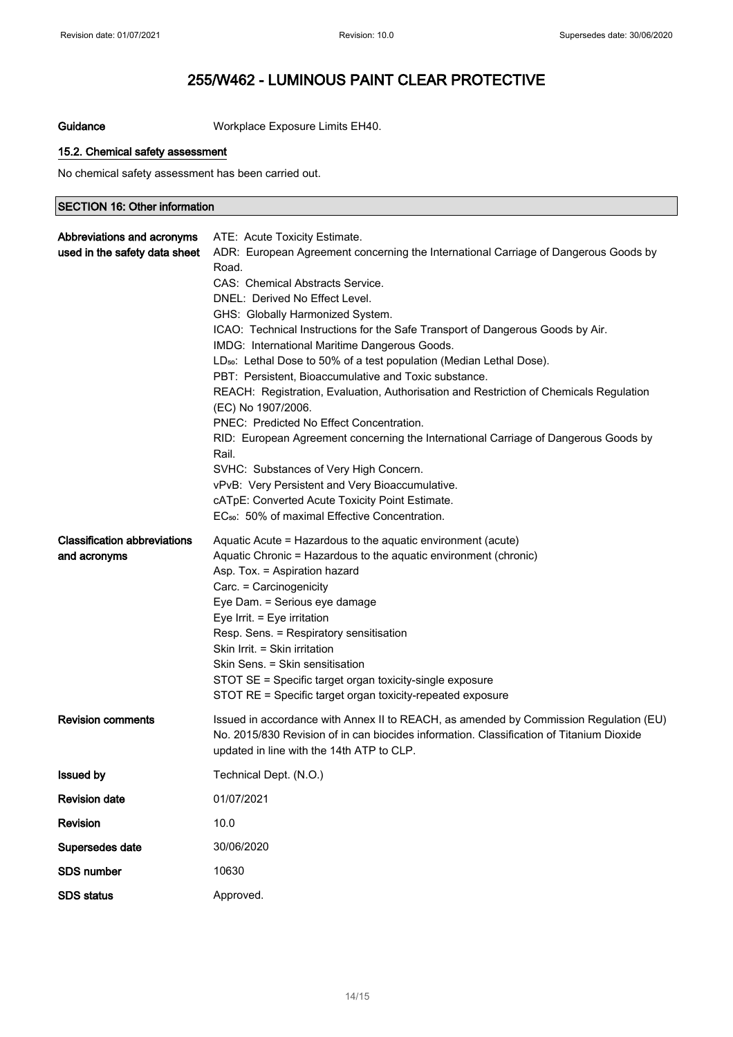# 255/W462 - LUMINOUS PAINT CLEAR PROTECTIVE

**Guidance** Workplace Exposure Limits EH40.

### 15.2. Chemical safety assessment

No chemical safety assessment has been carried out.

## SECTION 16: Other information

**Abbreviations and acronyms used in the safety data sheet**

ATE: Acute Toxicity Estimate.
ADR: European Agreement concerning the International Carriage of Dangerous Goods by Road.
CAS: Chemical Abstracts Service.
DNEL: Derived No Effect Level.
GHS: Globally Harmonized System.
ICAO: Technical Instructions for the Safe Transport of Dangerous Goods by Air.
IMDG: International Maritime Dangerous Goods.
$LD_{50}$: Lethal Dose to 50% of a test population (Median Lethal Dose).
PBT: Persistent, Bioaccumulative and Toxic substance.
REACH: Registration, Evaluation, Authorisation and Restriction of Chemicals Regulation (EC) No 1907/2006.
PNEC: Predicted No Effect Concentration.
RID: European Agreement concerning the International Carriage of Dangerous Goods by Rail.
SVHC: Substances of Very High Concern.
vPvB: Very Persistent and Very Bioaccumulative.
cATpE: Converted Acute Toxicity Point Estimate.
$EC_{50}$: 50% of maximal Effective Concentration.

**Classification abbreviations and acronyms**

Aquatic Acute = Hazardous to the aquatic environment (acute)
Aquatic Chronic = Hazardous to the aquatic environment (chronic)
Asp. Tox. = Aspiration hazard
Carc. = Carcinogenicity
Eye Dam. = Serious eye damage
Eye Irrit. = Eye irritation
Resp. Sens. = Respiratory sensitisation
Skin Irrit. = Skin irritation
Skin Sens. = Skin sensitisation
STOT SE = Specific target organ toxicity-single exposure
STOT RE = Specific target organ toxicity-repeated exposure

**Revision comments** Issued in accordance with Annex II to REACH, as amended by Commission Regulation (EU) No. 2015/830 Revision of in can biocides information. Classification of Titanium Dioxide updated in line with the 14th ATP to CLP.

**Issued by** Technical Dept. (N.O.)

**Revision date** 01/07/2021

**Revision** 10.0

**Supersedes date** 30/06/2020

**SDS number** 10630

**SDS status** Approved.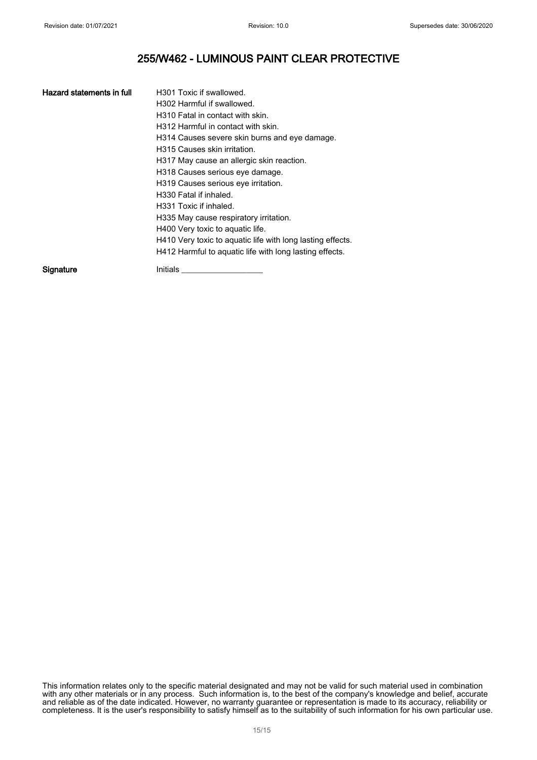# 255/W462 - LUMINOUS PAINT CLEAR PROTECTIVE

| | |
|---|---|
| **Hazard statements in full** | H301 Toxic if swallowed.<br>H302 Harmful if swallowed.<br>H310 Fatal in contact with skin.<br>H312 Harmful in contact with skin.<br>H314 Causes severe skin burns and eye damage.<br>H315 Causes skin irritation.<br>H317 May cause an allergic skin reaction.<br>H318 Causes serious eye damage.<br>H319 Causes serious eye irritation.<br>H330 Fatal if inhaled.<br>H331 Toxic if inhaled.<br>H335 May cause respiratory irritation.<br>H400 Very toxic to aquatic life.<br>H410 Very toxic to aquatic life with long lasting effects.<br>H412 Harmful to aquatic life with long lasting effects. |
| **Signature** | Initials ___________________ |

This information relates only to the specific material designated and may not be valid for such material used in combination with any other materials or in any process. Such information is, to the best of the company's knowledge and belief, accurate and reliable as of the date indicated. However, no warranty guarantee or representation is made to its accuracy, reliability or completeness. It is the user's responsibility to satisfy himself as to the suitability of such information for his own particular use.